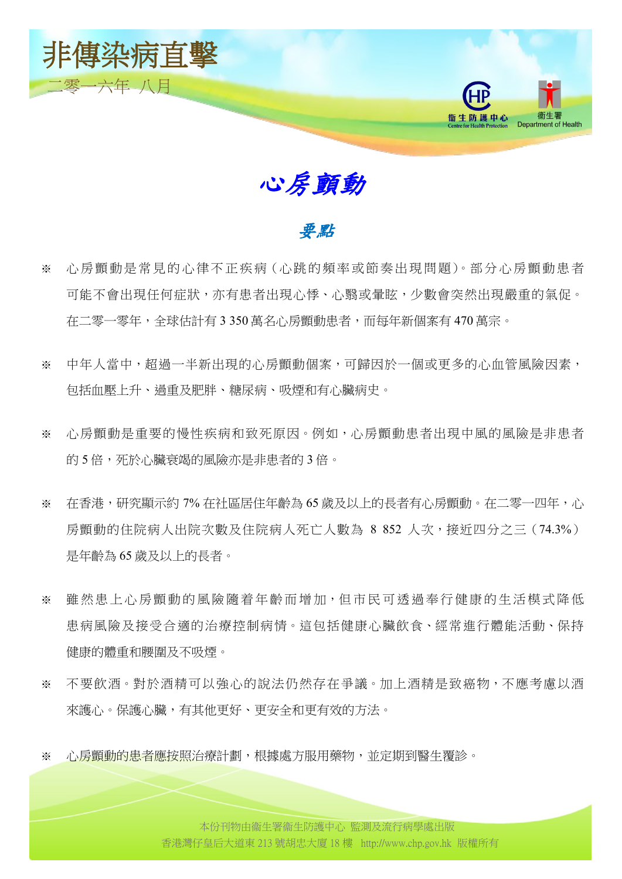# 非傳染病直擊

二零一六年 八月

## *心房顫動*

### *要點*

※ 心房顫動是常見的心律不正疾病（心跳的頻率或節奏出現問題）。部分心房顫動患者可能不會出現任何症狀，亦有患者出現心悸、心翳或暈眩，少數會突然出現嚴重的氣促。在二零一零年，全球估計有 3 350 萬名心房顫動患者，而每年新個案有 470 萬宗。

※ 中年人當中，超過一半新出現的心房顫動個案，可歸因於一個或更多的心血管風險因素，包括血壓上升、過重及肥胖、糖尿病、吸煙和有心臟病史。

※ 心房顫動是重要的慢性疾病和致死原因。例如，心房顫動患者出現中風的風險是非患者的 5 倍，死於心臟衰竭的風險亦是非患者的 3 倍。

※ 在香港，研究顯示約 7% 在社區居住年齡為 65 歲及以上的長者有心房顫動。在二零一四年，心房顫動的住院病人出院次數及住院病人死亡人數為 8 852 人次，接近四分之三（74.3%）是年齡為 65 歲及以上的長者。

※ 雖然患上心房顫動的風險隨着年齡而增加，但市民可透過奉行健康的生活模式降低患病風險及接受合適的治療控制病情。這包括健康心臟飲食、經常進行體能活動、保持健康的體重和腰圍及不吸煙。

※ 不要飲酒。對於酒精可以強心的說法仍然存在爭議。加上酒精是致癌物，不應考慮以酒來護心。保護心臟，有其他更好、更安全和更有效的方法。

※ 心房顫動的患者應按照治療計劃，根據處方服用藥物，並定期到醫生覆診。

本份刊物由衞生署衞生防護中心 監測及流行病學處出版
香港灣仔皇后大道東 213 號胡忠大廈 18 樓 http://www.chp.gov.hk 版權所有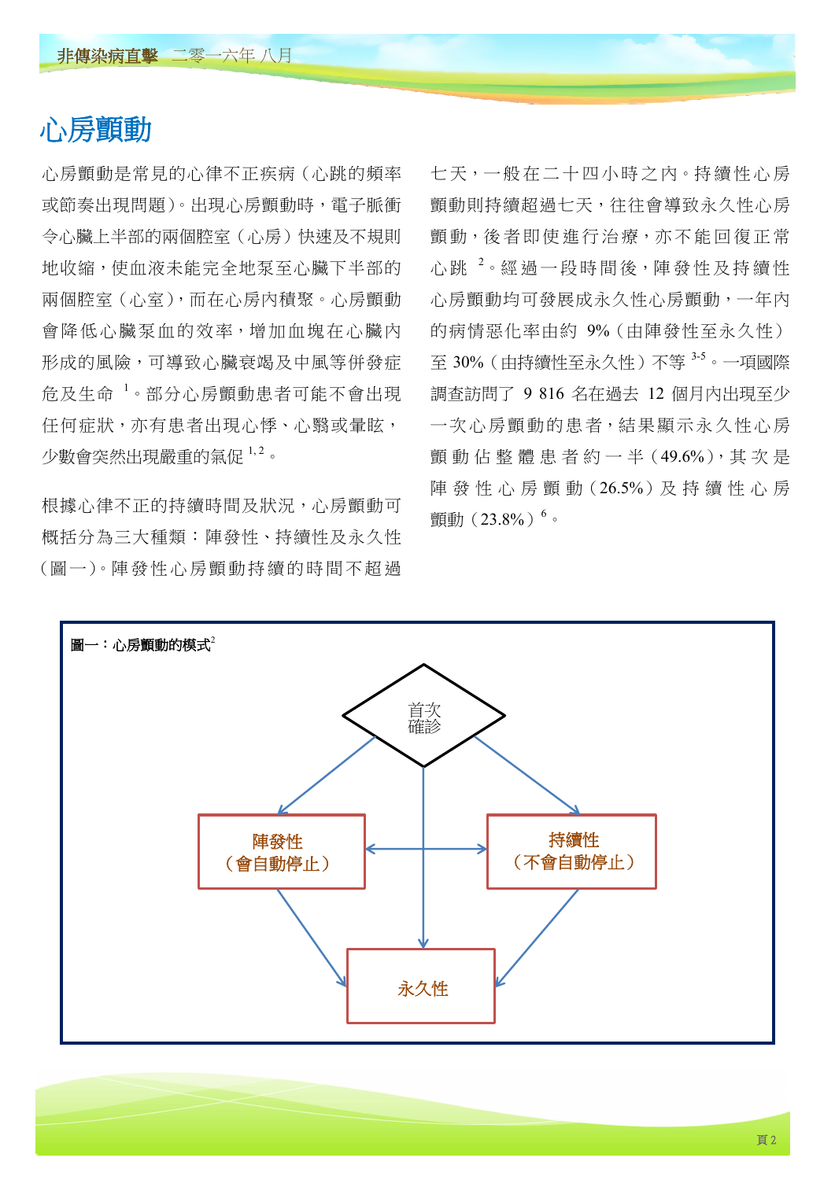# 心房顫動

心房顫動是常見的心律不正疾病（心跳的頻率或節奏出現問題）。出現心房顫動時，電子脈衝令心臟上半部的兩個腔室（心房）快速及不規則地收縮，使血液未能完全地泵至心臟下半部的兩個腔室（心室），而在心房內積聚。心房顫動會降低心臟泵血的效率，增加血塊在心臟內形成的風險，可導致心臟衰竭及中風等併發症危及生命[1]。部分心房顫動患者可能不會出現任何症狀，亦有患者出現心悸、心翳或暈眩，少數會突然出現嚴重的氣促[1, 2]。

根據心律不正的持續時間及狀況，心房顫動可概括分為三大種類：陣發性、持續性及永久性（圖一）。陣發性心房顫動持續的時間不超過七天，一般在二十四小時之內。持續性心房顫動則持續超過七天，往往會導致永久性心房顫動，後者即使進行治療，亦不能回復正常心跳[2]。經過一段時間後，陣發性及持續性心房顫動均可發展成永久性心房顫動，一年內的病情惡化率由約 9%（由陣發性至永久性）至 30%（由持續性至永久性）不等[3-5]。一項國際調查訪問了 9 816 名在過去 12 個月內出現至少一次心房顫動的患者，結果顯示永久性心房顫動佔整體患者約一半（49.6%），其次是陣發性心房顫動（26.5%）及持續性心房顫動（23.8%）[6]。

**圖一：心房顫動的模式**[2]

首次確診 → 陣發性（會自動停止）
首次確診 → 持續性（不會自動停止）
首次確診 → 永久性
陣發性（會自動停止） ↔ 持續性（不會自動停止）
陣發性（會自動停止） → 永久性
持續性（不會自動停止） → 永久性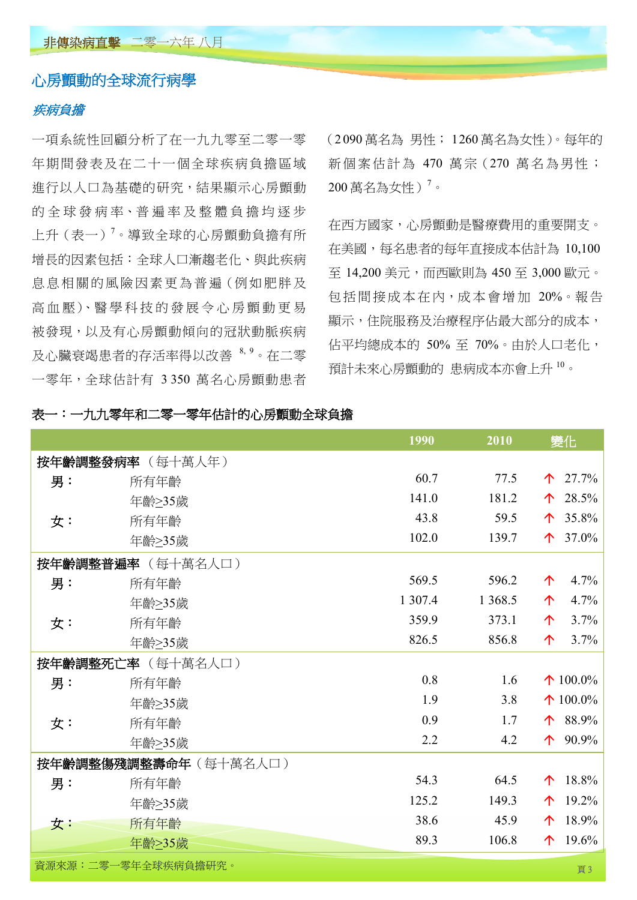## 心房顫動的全球流行病學

### *疾病負擔*

一項系統性回顧分析了在一九九零至二零一零年期間發表及在二十一個全球疾病負擔區域進行以人口為基礎的研究，結果顯示心房顫動的全球發病率、普遍率及整體負擔均逐步上升（表一）[7]。導致全球的心房顫動負擔有所增長的因素包括：全球人口漸趨老化、與此疾病息息相關的風險因素更為普遍（例如肥胖及高血壓）、醫學科技的發展令心房顫動更易被發現，以及有心房顫動傾向的冠狀動脈疾病及心臟衰竭患者的存活率得以改善 [8, 9]。在二零一零年，全球估計有 3 350 萬名心房顫動患者（2 090 萬名為男性；1 260 萬名為女性）。每年的新個案估計為 470 萬宗（270 萬名為男性；200 萬名為女性）[7]。

在西方國家，心房顫動是醫療費用的重要開支。在美國，每名患者的每年直接成本估計為 10,100 至 14,200 美元，而西歐則為 450 至 3,000 歐元。包括間接成本在內，成本會增加 20%。報告顯示，住院服務及治療程序佔最大部分的成本，佔平均總成本的 50% 至 70%。由於人口老化，預計未來心房顫動的患病成本亦會上升 [10]。

**表一：一九九零年和二零一零年估計的心房顫動全球負擔**

| | | 1990 | 2010 | 變化 |
|---|---|---|---|---|
| **按年齡調整發病率**（每十萬人年） | | | | |
| **男：** | 所有年齡 | 60.7 | 77.5 | ↑ 27.7% |
| | 年齡≥35歲 | 141.0 | 181.2 | ↑ 28.5% |
| **女：** | 所有年齡 | 43.8 | 59.5 | ↑ 35.8% |
| | 年齡≥35歲 | 102.0 | 139.7 | ↑ 37.0% |
| **按年齡調整普遍率**（每十萬名人口） | | | | |
| **男：** | 所有年齡 | 569.5 | 596.2 | ↑ 4.7% |
| | 年齡≥35歲 | 1 307.4 | 1 368.5 | ↑ 4.7% |
| **女：** | 所有年齡 | 359.9 | 373.1 | ↑ 3.7% |
| | 年齡≥35歲 | 826.5 | 856.8 | ↑ 3.7% |
| **按年齡調整死亡率**（每十萬名人口） | | | | |
| **男：** | 所有年齡 | 0.8 | 1.6 | ↑ 100.0% |
| | 年齡≥35歲 | 1.9 | 3.8 | ↑ 100.0% |
| **女：** | 所有年齡 | 0.9 | 1.7 | ↑ 88.9% |
| | 年齡≥35歲 | 2.2 | 4.2 | ↑ 90.9% |
| **按年齡調整傷殘調整壽命年**（每十萬名人口） | | | | |
| **男：** | 所有年齡 | 54.3 | 64.5 | ↑ 18.8% |
| | 年齡≥35歲 | 125.2 | 149.3 | ↑ 19.2% |
| **女：** | 所有年齡 | 38.6 | 45.9 | ↑ 18.9% |
| | 年齡≥35歲 | 89.3 | 106.8 | ↑ 19.6% |

資源來源：二零一零年全球疾病負擔研究。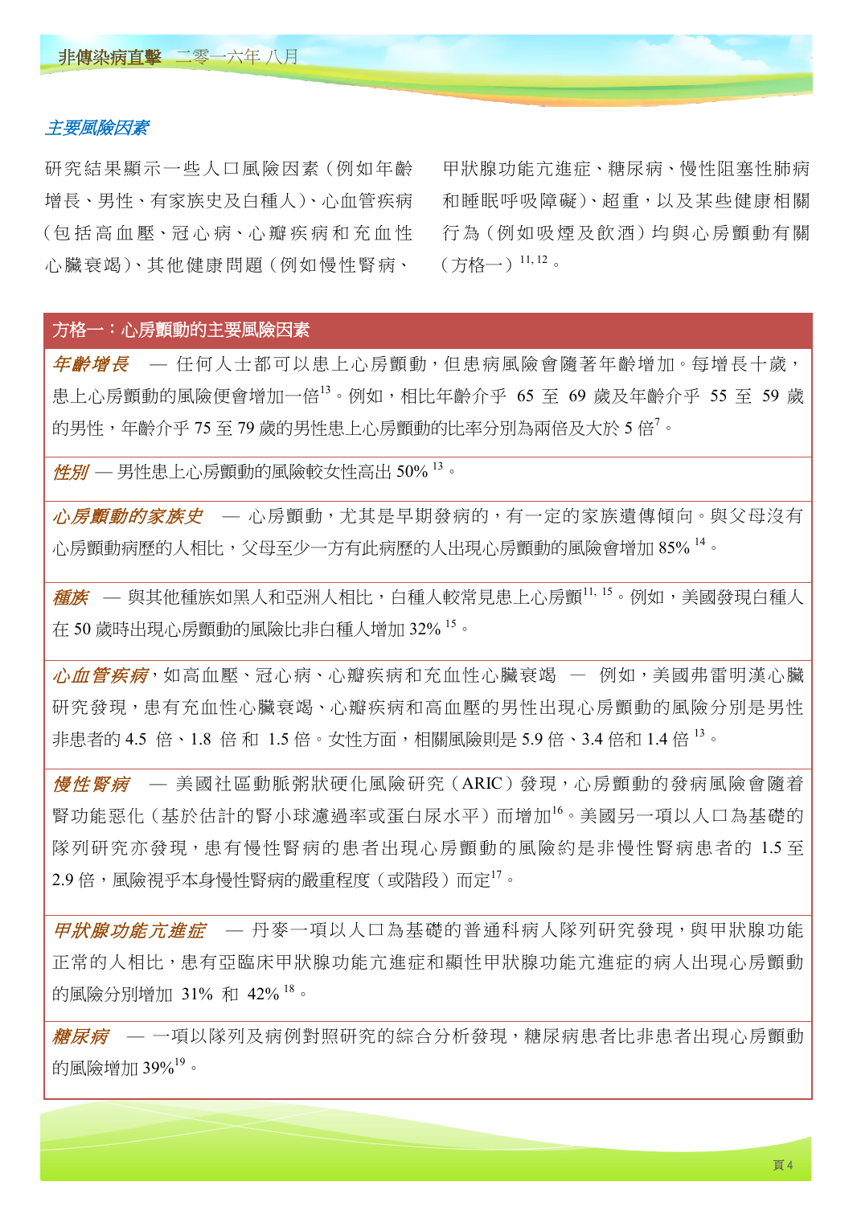*主要風險因素*

研究結果顯示一些人口風險因素（例如年齡增長、男性、有家族史及白種人）、心血管疾病（包括高血壓、冠心病、心瓣疾病和充血性心臟衰竭）、其他健康問題（例如慢性腎病、甲狀腺功能亢進症、糖尿病、慢性阻塞性肺病和睡眠呼吸障礙）、超重，以及某些健康相關行為（例如吸煙及飲酒）均與心房顫動有關（方格一）[11, 12]。

**方格一：心房顫動的主要風險因素**

*年齡增長* — 任何人士都可以患上心房顫動，但患病風險會隨著年齡增加。每增長十歲，患上心房顫動的風險便會增加一倍[13]。例如，相比年齡介乎 65 至 69 歲及年齡介乎 55 至 59 歲的男性，年齡介乎 75 至 79 歲的男性患上心房顫動的比率分別為兩倍及大於 5 倍[7]。

*性別* — 男性患上心房顫動的風險較女性高出 50% [13]。

*心房顫動的家族史* — 心房顫動，尤其是早期發病的，有一定的家族遺傳傾向。與父母沒有心房顫動病歷的人相比，父母至少一方有此病歷的人出現心房顫動的風險會增加 85% [14]。

*種族* — 與其他種族如黑人和亞洲人相比，白種人較常見患上心房顫[11, 15]。例如，美國發現白種人在 50 歲時出現心房顫動的風險比非白種人增加 32% [15]。

*心血管疾病*，如高血壓、冠心病、心瓣疾病和充血性心臟衰竭 — 例如，美國弗雷明漢心臟研究發現，患有充血性心臟衰竭、心瓣疾病和高血壓的男性出現心房顫動的風險分別是男性非患者的 4.5 倍、1.8 倍 和 1.5 倍。女性方面，相關風險則是 5.9 倍、3.4 倍和 1.4 倍 [13]。

*慢性腎病* — 美國社區動脈粥狀硬化風險研究（ARIC）發現，心房顫動的發病風險會隨着腎功能惡化（基於估計的腎小球濾過率或蛋白尿水平）而增加[16]。美國另一項以人口為基礎的隊列研究亦發現，患有慢性腎病的患者出現心房顫動的風險約是非慢性腎病患者的 1.5 至 2.9 倍，風險視乎本身慢性腎病的嚴重程度（或階段）而定[17]。

*甲狀腺功能亢進症* — 丹麥一項以人口為基礎的普通科病人隊列研究發現，與甲狀腺功能正常的人相比，患有亞臨床甲狀腺功能亢進症和顯性甲狀腺功能亢進症的病人出現心房顫動的風險分別增加 31% 和 42% [18]。

*糖尿病* — 一項以隊列及病例對照研究的綜合分析發現，糖尿病患者比非患者出現心房顫動的風險增加 39%[19]。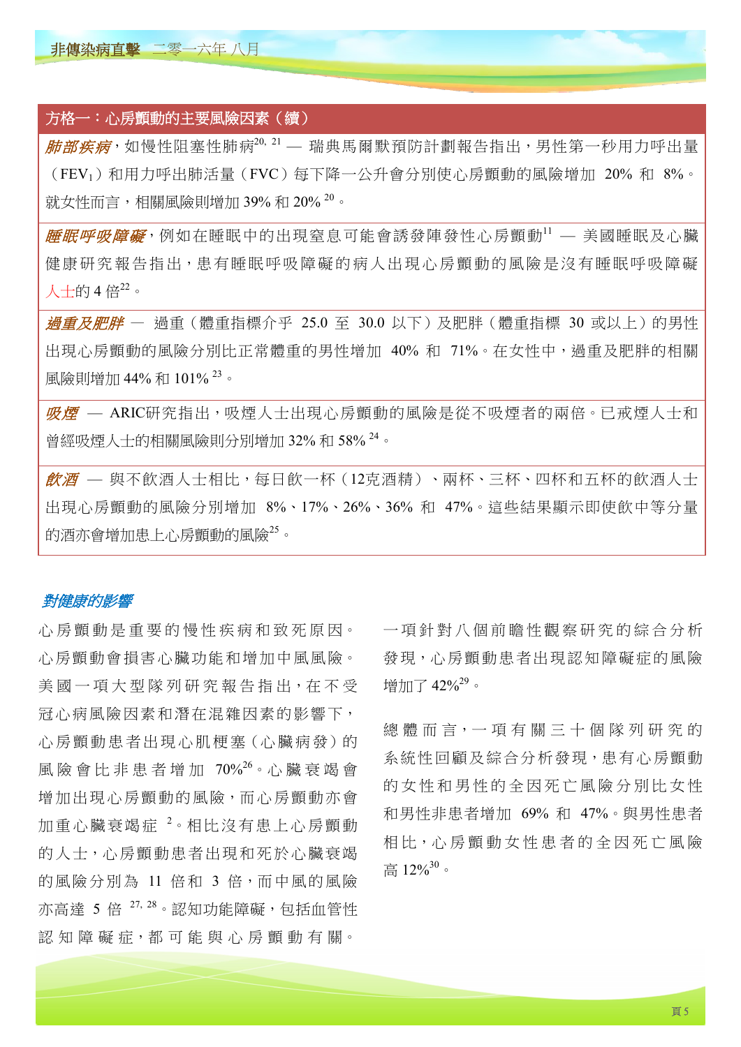**方格一：心房顫動的主要風險因素（續）**

*肺部疾病*，如慢性阻塞性肺病[20, 21] — 瑞典馬爾默預防計劃報告指出，男性第一秒用力呼出量（$FEV_1$）和用力呼出肺活量（FVC）每下降一公升會分別使心房顫動的風險增加 20% 和 8%。就女性而言，相關風險則增加 39% 和 20% [20]。

*睡眠呼吸障礙*，例如在睡眠中的出現窒息可能會誘發陣發性心房顫動[11] — 美國睡眠及心臟健康研究報告指出，患有睡眠呼吸障礙的病人出現心房顫動的風險是沒有睡眠呼吸障礙人士的 4 倍[22]。

*過重及肥胖* — 過重（體重指標介乎 25.0 至 30.0 以下）及肥胖（體重指標 30 或以上）的男性出現心房顫動的風險分別比正常體重的男性增加 40% 和 71%。在女性中，過重及肥胖的相關風險則增加 44% 和 101% [23]。

*吸煙* — ARIC研究指出，吸煙人士出現心房顫動的風險是從不吸煙者的兩倍。已戒煙人士和曾經吸煙人士的相關風險則分別增加 32% 和 58% [24]。

*飲酒* — 與不飲酒人士相比，每日飲一杯（12克酒精）、兩杯、三杯、四杯和五杯的飲酒人士出現心房顫動的風險分別增加 8%、17%、26%、36% 和 47%。這些結果顯示即使飲中等分量的酒亦會增加患上心房顫動的風險[25]。

### *對健康的影響*

心房顫動是重要的慢性疾病和致死原因。心房顫動會損害心臟功能和增加中風風險。美國一項大型隊列研究報告指出，在不受冠心病風險因素和潛在混雜因素的影響下，心房顫動患者出現心肌梗塞（心臟病發）的風險會比非患者增加 70%[26]。心臟衰竭會增加出現心房顫動的風險，而心房顫動亦會加重心臟衰竭症 [2]。相比沒有患上心房顫動的人士，心房顫動患者出現和死於心臟衰竭的風險分別為 11 倍和 3 倍，而中風的風險亦高達 5 倍 [27, 28]。認知功能障礙，包括血管性認知障礙症，都可能與心房顫動有關。一項針對八個前瞻性觀察研究的綜合分析發現，心房顫動患者出現認知障礙症的風險增加了 42%[29]。

總體而言，一項有關三十個隊列研究的系統性回顧及綜合分析發現，患有心房顫動的女性和男性的全因死亡風險分別比女性和男性非患者增加 69% 和 47%。與男性患者相比，心房顫動女性患者的全因死亡風險高 12%[30]。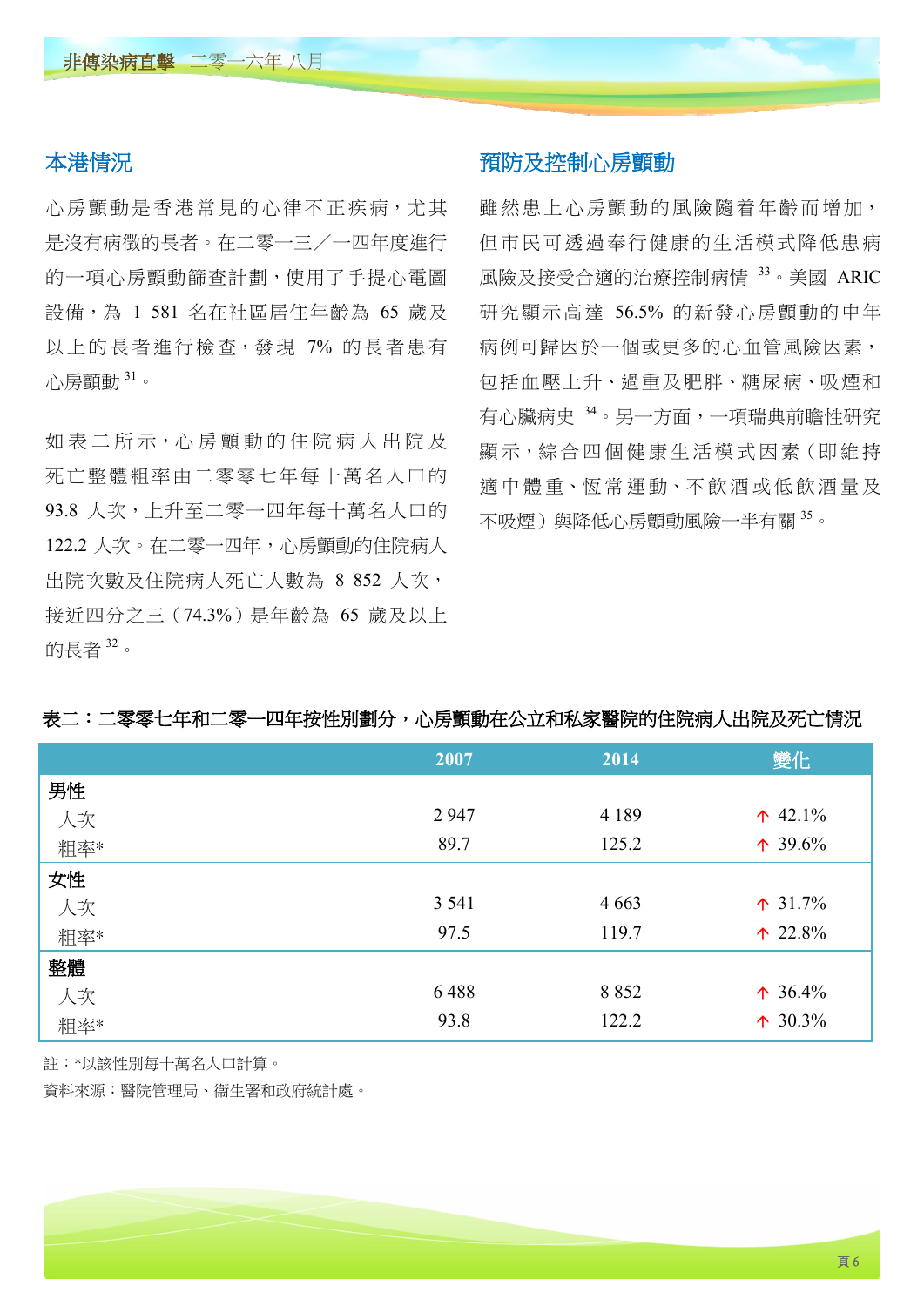## 本港情況

心房顫動是香港常見的心律不正疾病，尤其是沒有病徵的長者。在二零一三／一四年度進行的一項心房顫動篩查計劃，使用了手提心電圖設備，為 1 581 名在社區居住年齡為 65 歲及以上的長者進行檢查，發現 7% 的長者患有心房顫動[31]。

如表二所示，心房顫動的住院病人出院及死亡整體粗率由二零零七年每十萬名人口的 93.8 人次，上升至二零一四年每十萬名人口的 122.2 人次。在二零一四年，心房顫動的住院病人出院次數及住院病人死亡人數為 8 852 人次，接近四分之三（74.3%）是年齡為 65 歲及以上的長者[32]。

## 預防及控制心房顫動

雖然患上心房顫動的風險隨着年齡而增加，但市民可透過奉行健康的生活模式降低患病風險及接受合適的治療控制病情[33]。美國 ARIC 研究顯示高達 56.5% 的新發心房顫動的中年病例可歸因於一個或更多的心血管風險因素，包括血壓上升、過重及肥胖、糖尿病、吸煙和有心臟病史[34]。另一方面，一項瑞典前瞻性研究顯示，綜合四個健康生活模式因素（即維持適中體重、恆常運動、不飲酒或低飲酒量及不吸煙）與降低心房顫動風險一半有關[35]。

**表二：二零零七年和二零一四年按性別劃分，心房顫動在公立和私家醫院的住院病人出院及死亡情況**

| | 2007 | 2014 | 變化 |
|---|---|---|---|
| **男性** | | | |
| 人次 | 2 947 | 4 189 | ↑ 42.1% |
| 粗率* | 89.7 | 125.2 | ↑ 39.6% |
| **女性** | | | |
| 人次 | 3 541 | 4 663 | ↑ 31.7% |
| 粗率* | 97.5 | 119.7 | ↑ 22.8% |
| **整體** | | | |
| 人次 | 6 488 | 8 852 | ↑ 36.4% |
| 粗率* | 93.8 | 122.2 | ↑ 30.3% |

註：*以該性別每十萬名人口計算。

資料來源：醫院管理局、衞生署和政府統計處。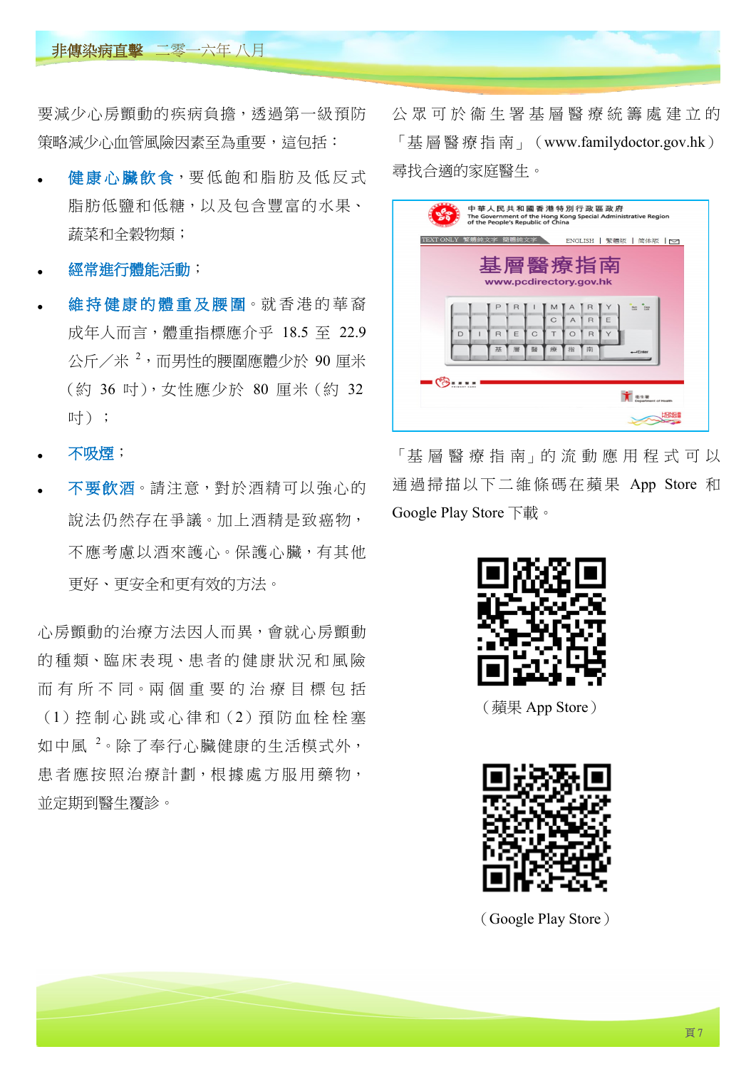要減少心房顫動的疾病負擔，透過第一級預防策略減少心血管風險因素至為重要，這包括：

- **健康心臟飲食**，要低飽和脂肪及低反式脂肪低鹽和低糖，以及包含豐富的水果、蔬菜和全穀物類；
- **經常進行體能活動**；
- **維持健康的體重及腰圍**。就香港的華裔成年人而言，體重指標應介乎 18.5 至 22.9 公斤／米 [2]，而男性的腰圍應少於 90 厘米（約 36 吋），女性應少於 80 厘米（約 32 吋）；
- **不吸煙**；
- **不要飲酒**。請注意，對於酒精可以強心的說法仍然存在爭議。加上酒精是致癌物，不應考慮以酒來護心。保護心臟，有其他更好、更安全和更有效的方法。

心房顫動的治療方法因人而異，會就心房顫動的種類、臨床表現、患者的健康狀況和風險而有所不同。兩個重要的治療目標包括（1）控制心跳或心律和（2）預防血栓栓塞如中風 [2]。除了奉行心臟健康的生活模式外，患者應按照治療計劃，根據處方服用藥物，並定期到醫生覆診。

公眾可於衞生署基層醫療統籌處建立的「基層醫療指南」（www.familydoctor.gov.hk）尋找合適的家庭醫生。

「基層醫療指南」的流動應用程式可以通過掃描以下二維條碼在蘋果 App Store 和 Google Play Store 下載。

（蘋果 App Store）

（Google Play Store）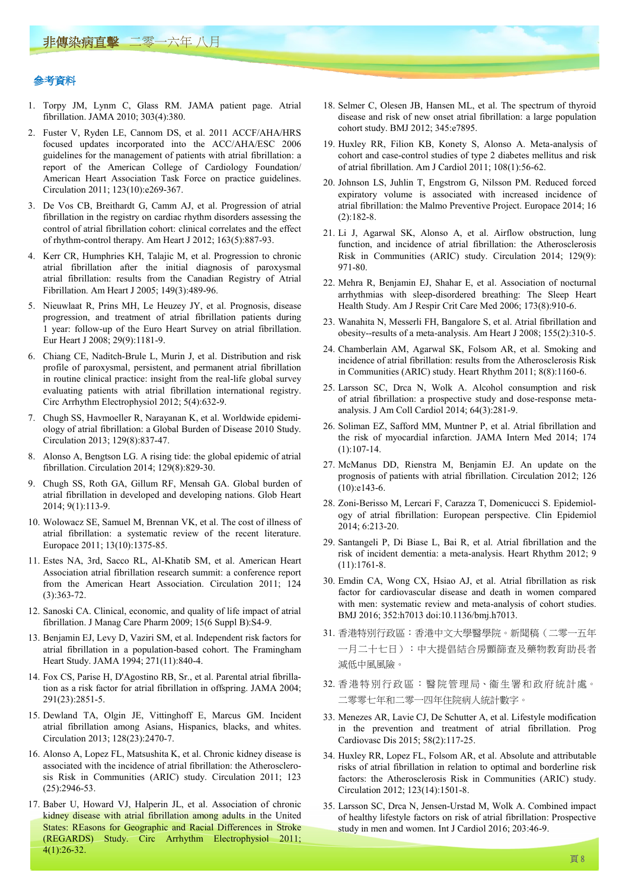## 參考資料

1. Torpy JM, Lynm C, Glass RM. JAMA patient page. Atrial fibrillation. JAMA 2010; 303(4):380.
2. Fuster V, Ryden LE, Cannom DS, et al. 2011 ACCF/AHA/HRS focused updates incorporated into the ACC/AHA/ESC 2006 guidelines for the management of patients with atrial fibrillation: a report of the American College of Cardiology Foundation/ American Heart Association Task Force on practice guidelines. Circulation 2011; 123(10):e269-367.
3. De Vos CB, Breithardt G, Camm AJ, et al. Progression of atrial fibrillation in the registry on cardiac rhythm disorders assessing the control of atrial fibrillation cohort: clinical correlates and the effect of rhythm-control therapy. Am Heart J 2012; 163(5):887-93.
4. Kerr CR, Humphries KH, Talajic M, et al. Progression to chronic atrial fibrillation after the initial diagnosis of paroxysmal atrial fibrillation: results from the Canadian Registry of Atrial Fibrillation. Am Heart J 2005; 149(3):489-96.
5. Nieuwlaat R, Prins MH, Le Heuzey JY, et al. Prognosis, disease progression, and treatment of atrial fibrillation patients during 1 year: follow-up of the Euro Heart Survey on atrial fibrillation. Eur Heart J 2008; 29(9):1181-9.
6. Chiang CE, Naditch-Brule L, Murin J, et al. Distribution and risk profile of paroxysmal, persistent, and permanent atrial fibrillation in routine clinical practice: insight from the real-life global survey evaluating patients with atrial fibrillation international registry. Circ Arrhythm Electrophysiol 2012; 5(4):632-9.
7. Chugh SS, Havmoeller R, Narayanan K, et al. Worldwide epidemiology of atrial fibrillation: a Global Burden of Disease 2010 Study. Circulation 2013; 129(8):837-47.
8. Alonso A, Bengtson LG. A rising tide: the global epidemic of atrial fibrillation. Circulation 2014; 129(8):829-30.
9. Chugh SS, Roth GA, Gillum RF, Mensah GA. Global burden of atrial fibrillation in developed and developing nations. Glob Heart 2014; 9(1):113-9.
10. Wolowacz SE, Samuel M, Brennan VK, et al. The cost of illness of atrial fibrillation: a systematic review of the recent literature. Europace 2011; 13(10):1375-85.
11. Estes NA, 3rd, Sacco RL, Al-Khatib SM, et al. American Heart Association atrial fibrillation research summit: a conference report from the American Heart Association. Circulation 2011; 124 (3):363-72.
12. Sanoski CA. Clinical, economic, and quality of life impact of atrial fibrillation. J Manag Care Pharm 2009; 15(6 Suppl B):S4-9.
13. Benjamin EJ, Levy D, Vaziri SM, et al. Independent risk factors for atrial fibrillation in a population-based cohort. The Framingham Heart Study. JAMA 1994; 271(11):840-4.
14. Fox CS, Parise H, D'Agostino RB, Sr., et al. Parental atrial fibrillation as a risk factor for atrial fibrillation in offspring. JAMA 2004; 291(23):2851-5.
15. Dewland TA, Olgin JE, Vittinghoff E, Marcus GM. Incident atrial fibrillation among Asians, Hispanics, blacks, and whites. Circulation 2013; 128(23):2470-7.
16. Alonso A, Lopez FL, Matsushita K, et al. Chronic kidney disease is associated with the incidence of atrial fibrillation: the Atherosclerosis Risk in Communities (ARIC) study. Circulation 2011; 123 (25):2946-53.
17. Baber U, Howard VJ, Halperin JL, et al. Association of chronic kidney disease with atrial fibrillation among adults in the United States: REasons for Geographic and Racial Differences in Stroke (REGARDS) Study. Circ Arrhythm Electrophysiol 2011; 4(1):26-32.
18. Selmer C, Olesen JB, Hansen ML, et al. The spectrum of thyroid disease and risk of new onset atrial fibrillation: a large population cohort study. BMJ 2012; 345:e7895.
19. Huxley RR, Filion KB, Konety S, Alonso A. Meta-analysis of cohort and case-control studies of type 2 diabetes mellitus and risk of atrial fibrillation. Am J Cardiol 2011; 108(1):56-62.
20. Johnson LS, Juhlin T, Engstrom G, Nilsson PM. Reduced forced expiratory volume is associated with increased incidence of atrial fibrillation: the Malmo Preventive Project. Europace 2014; 16 (2):182-8.
21. Li J, Agarwal SK, Alonso A, et al. Airflow obstruction, lung function, and incidence of atrial fibrillation: the Atherosclerosis Risk in Communities (ARIC) study. Circulation 2014; 129(9): 971-80.
22. Mehra R, Benjamin EJ, Shahar E, et al. Association of nocturnal arrhythmias with sleep-disordered breathing: The Sleep Heart Health Study. Am J Respir Crit Care Med 2006; 173(8):910-6.
23. Wanahita N, Messerli FH, Bangalore S, et al. Atrial fibrillation and obesity--results of a meta-analysis. Am Heart J 2008; 155(2):310-5.
24. Chamberlain AM, Agarwal SK, Folsom AR, et al. Smoking and incidence of atrial fibrillation: results from the Atherosclerosis Risk in Communities (ARIC) study. Heart Rhythm 2011; 8(8):1160-6.
25. Larsson SC, Drca N, Wolk A. Alcohol consumption and risk of atrial fibrillation: a prospective study and dose-response meta-analysis. J Am Coll Cardiol 2014; 64(3):281-9.
26. Soliman EZ, Safford MM, Muntner P, et al. Atrial fibrillation and the risk of myocardial infarction. JAMA Intern Med 2014; 174 (1):107-14.
27. McManus DD, Rienstra M, Benjamin EJ. An update on the prognosis of patients with atrial fibrillation. Circulation 2012; 126 (10):e143-6.
28. Zoni-Berisso M, Lercari F, Carazza T, Domenicucci S. Epidemiology of atrial fibrillation: European perspective. Clin Epidemiol 2014; 6:213-20.
29. Santangeli P, Di Biase L, Bai R, et al. Atrial fibrillation and the risk of incident dementia: a meta-analysis. Heart Rhythm 2012; 9 (11):1761-8.
30. Emdin CA, Wong CX, Hsiao AJ, et al. Atrial fibrillation as risk factor for cardiovascular disease and death in women compared with men: systematic review and meta-analysis of cohort studies. BMJ 2016; 352:h7013 doi:10.1136/bmj.h7013.
31. 香港特別行政區：香港中文大學醫學院。新聞稿（二零一五年一月二十七日）：中大提倡結合房顫篩查及藥物教育助長者減低中風風險。
32. 香港特別行政區：醫院管理局、衛生署和政府統計處。二零零七年和二零一四年住院病人統計數字。
33. Menezes AR, Lavie CJ, De Schutter A, et al. Lifestyle modification in the prevention and treatment of atrial fibrillation. Prog Cardiovasc Dis 2015; 58(2):117-25.
34. Huxley RR, Lopez FL, Folsom AR, et al. Absolute and attributable risks of atrial fibrillation in relation to optimal and borderline risk factors: the Atherosclerosis Risk in Communities (ARIC) study. Circulation 2012; 123(14):1501-8.
35. Larsson SC, Drca N, Jensen-Urstad M, Wolk A. Combined impact of healthy lifestyle factors on risk of atrial fibrillation: Prospective study in men and women. Int J Cardiol 2016; 203:46-9.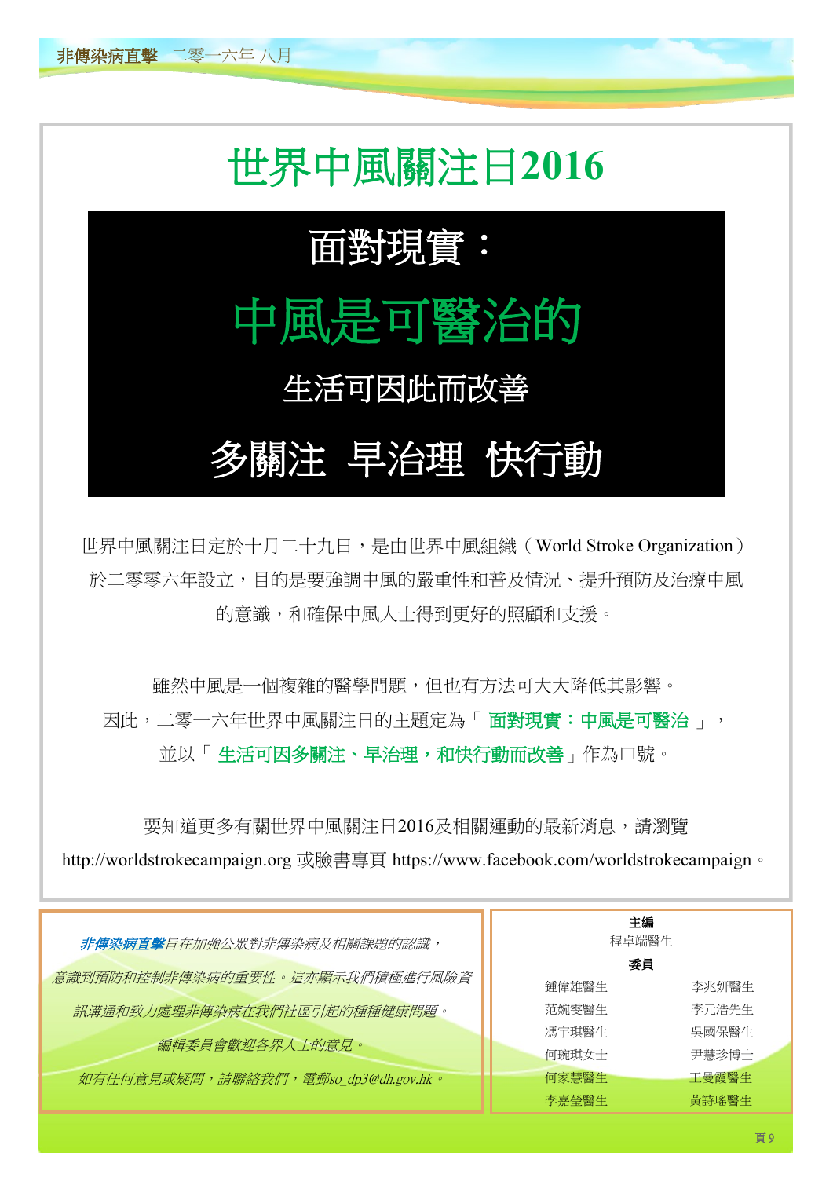# 世界中風關注日2016

## 面對現實：

## 中風是可醫治的

### 生活可因此而改善

## 多關注 早治理 快行動

世界中風關注日定於十月二十九日，是由世界中風組織（World Stroke Organization）於二零零六年設立，目的是要強調中風的嚴重性和普及情況、提升預防及治療中風的意識，和確保中風人士得到更好的照顧和支援。

雖然中風是一個複雜的醫學問題，但也有方法可大大降低其影響。因此，二零一六年世界中風關注日的主題定為「**面對現實：中風是可醫治**」，並以「**生活可因多關注、早治理，和快行動而改善**」作為口號。

要知道更多有關世界中風關注日2016及相關運動的最新消息，請瀏覽 http://worldstrokecampaign.org 或臉書專頁 https://www.facebook.com/worldstrokecampaign。

*__非傳染病直擊__旨在加強公眾對非傳染病及相關課題的認識，意識到預防和控制非傳染病的重要性。這亦顯示我們積極進行風險資訊溝通和致力處理非傳染病在我們社區引起的種種健康問題。*

*編輯委員會歡迎各界人士的意見。*

*如有任何意見或疑問，請聯絡我們，電郵so_dp3@dh.gov.hk。*

**主編**

程卓端醫生

**委員**

| | |
|---|---|
| 鍾偉雄醫生 | 李兆妍醫生 |
| 范婉雯醫生 | 李元浩先生 |
| 馮宇琪醫生 | 吳國保醫生 |
| 何琬琪女士 | 尹慧珍博士 |
| 何家慧醫生 | 王曼霞醫生 |
| 李嘉瑩醫生 | 黃詩瑤醫生 |